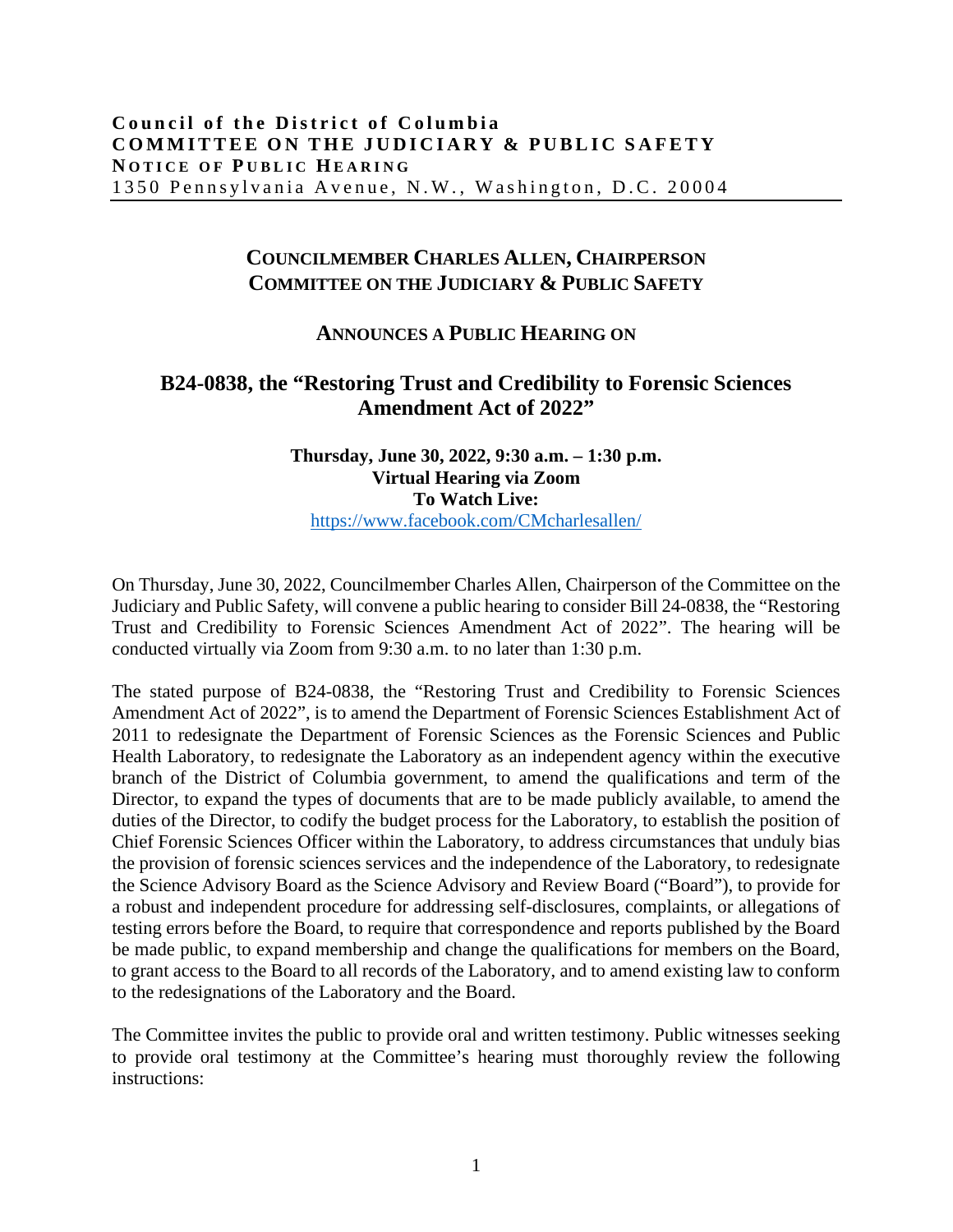**Council of the District of Columbia**
**COMMITTEE ON THE JUDICIARY & PUBLIC SAFETY**
**NOTICE OF PUBLIC HEARING**
1350 Pennsylvania Avenue, N.W., Washington, D.C. 20004

**COUNCILMEMBER CHARLES ALLEN, CHAIRPERSON**
**COMMITTEE ON THE JUDICIARY & PUBLIC SAFETY**

**ANNOUNCES A PUBLIC HEARING ON**

# B24-0838, the "Restoring Trust and Credibility to Forensic Sciences Amendment Act of 2022"

**Thursday, June 30, 2022, 9:30 a.m. – 1:30 p.m.**
**Virtual Hearing via Zoom**
**To Watch Live:**
https://www.facebook.com/CMcharlesallen/

On Thursday, June 30, 2022, Councilmember Charles Allen, Chairperson of the Committee on the Judiciary and Public Safety, will convene a public hearing to consider Bill 24-0838, the "Restoring Trust and Credibility to Forensic Sciences Amendment Act of 2022". The hearing will be conducted virtually via Zoom from 9:30 a.m. to no later than 1:30 p.m.

The stated purpose of B24-0838, the "Restoring Trust and Credibility to Forensic Sciences Amendment Act of 2022", is to amend the Department of Forensic Sciences Establishment Act of 2011 to redesignate the Department of Forensic Sciences as the Forensic Sciences and Public Health Laboratory, to redesignate the Laboratory as an independent agency within the executive branch of the District of Columbia government, to amend the qualifications and term of the Director, to expand the types of documents that are to be made publicly available, to amend the duties of the Director, to codify the budget process for the Laboratory, to establish the position of Chief Forensic Sciences Officer within the Laboratory, to address circumstances that unduly bias the provision of forensic sciences services and the independence of the Laboratory, to redesignate the Science Advisory Board as the Science Advisory and Review Board ("Board"), to provide for a robust and independent procedure for addressing self-disclosures, complaints, or allegations of testing errors before the Board, to require that correspondence and reports published by the Board be made public, to expand membership and change the qualifications for members on the Board, to grant access to the Board to all records of the Laboratory, and to amend existing law to conform to the redesignations of the Laboratory and the Board.

The Committee invites the public to provide oral and written testimony. Public witnesses seeking to provide oral testimony at the Committee's hearing must thoroughly review the following instructions: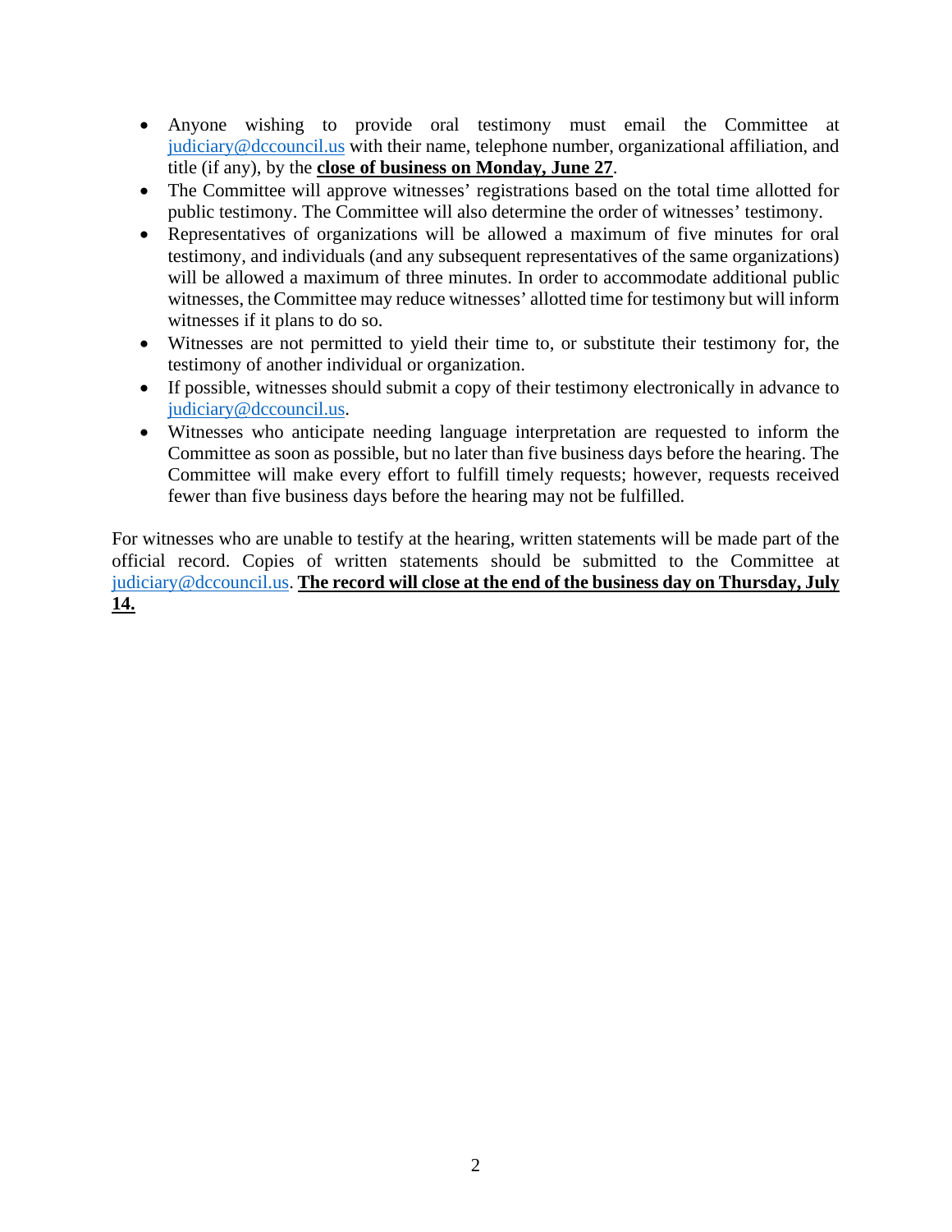- Anyone wishing to provide oral testimony must email the Committee at judiciary@dccouncil.us with their name, telephone number, organizational affiliation, and title (if any), by the **close of business on Monday, June 27**.
- The Committee will approve witnesses' registrations based on the total time allotted for public testimony. The Committee will also determine the order of witnesses' testimony.
- Representatives of organizations will be allowed a maximum of five minutes for oral testimony, and individuals (and any subsequent representatives of the same organizations) will be allowed a maximum of three minutes. In order to accommodate additional public witnesses, the Committee may reduce witnesses' allotted time for testimony but will inform witnesses if it plans to do so.
- Witnesses are not permitted to yield their time to, or substitute their testimony for, the testimony of another individual or organization.
- If possible, witnesses should submit a copy of their testimony electronically in advance to judiciary@dccouncil.us.
- Witnesses who anticipate needing language interpretation are requested to inform the Committee as soon as possible, but no later than five business days before the hearing. The Committee will make every effort to fulfill timely requests; however, requests received fewer than five business days before the hearing may not be fulfilled.

For witnesses who are unable to testify at the hearing, written statements will be made part of the official record. Copies of written statements should be submitted to the Committee at judiciary@dccouncil.us. **The record will close at the end of the business day on Thursday, July 14.**